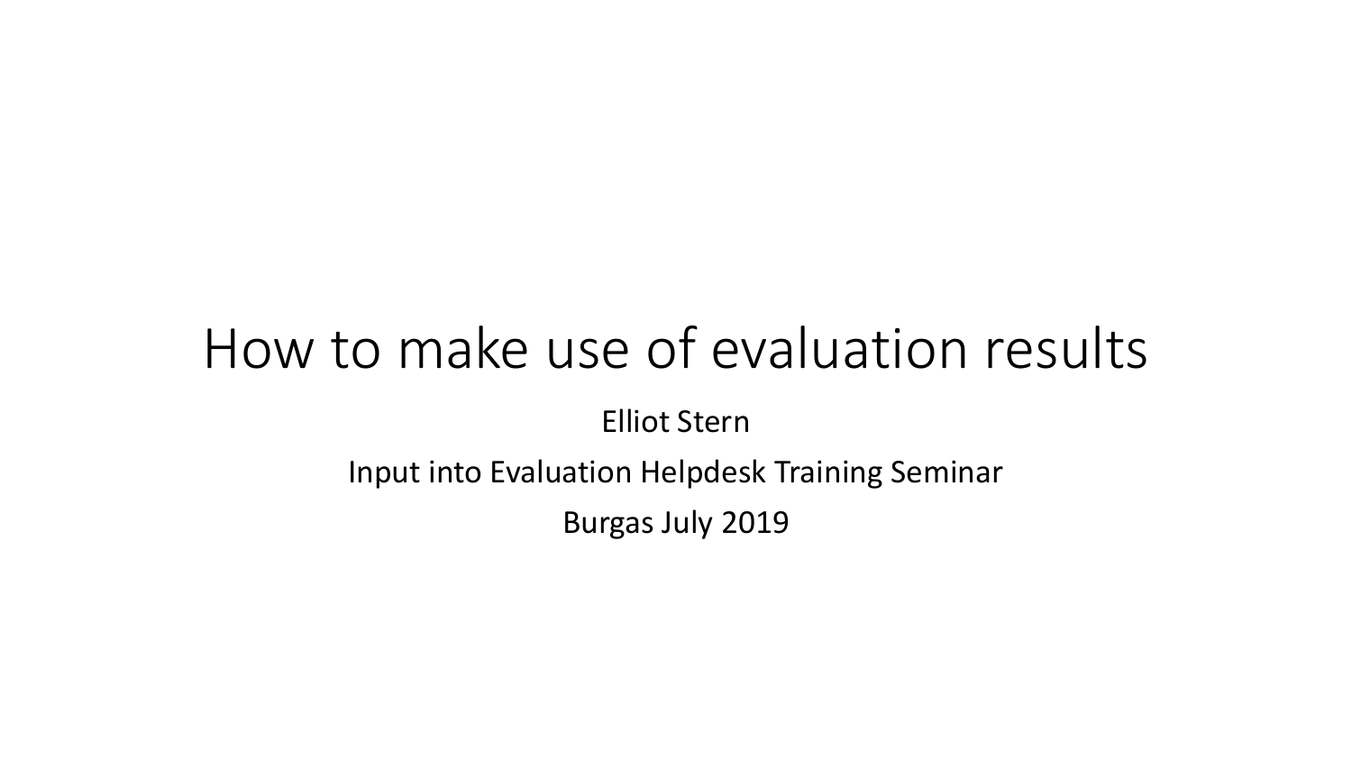# How to make use of evaluation results

Elliot Stern

Input into Evaluation Helpdesk Training Seminar

Burgas July 2019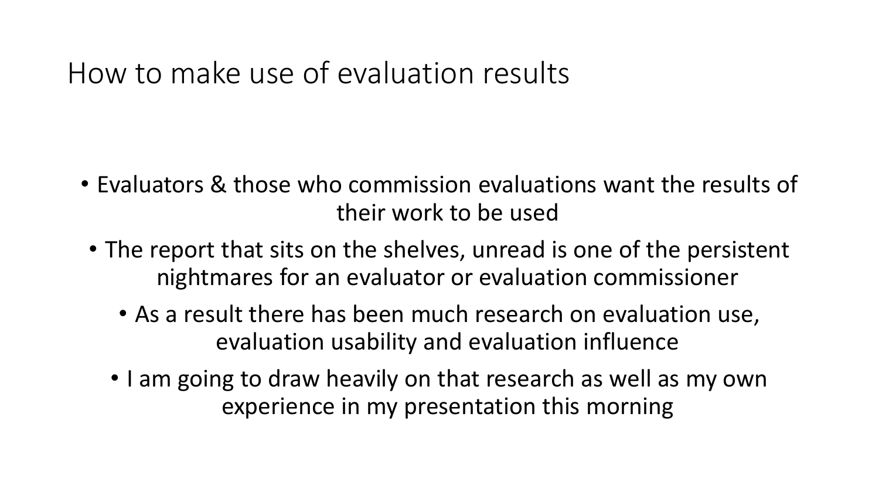# How to make use of evaluation results

- Evaluators & those who commission evaluations want the results of their work to be used
- The report that sits on the shelves, unread is one of the persistent nightmares for an evaluator or evaluation commissioner
- As a result there has been much research on evaluation use, evaluation usability and evaluation influence
- I am going to draw heavily on that research as well as my own experience in my presentation this morning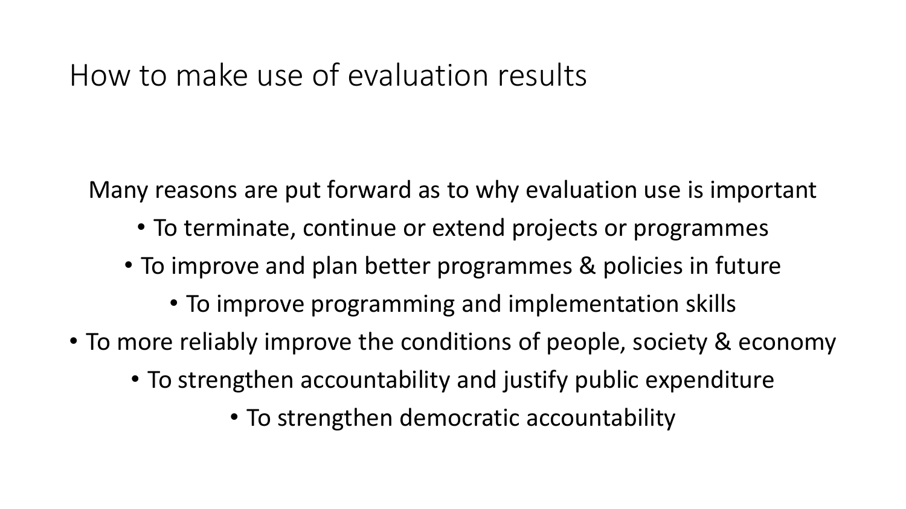# How to make use of evaluation results

Many reasons are put forward as to why evaluation use is important

- To terminate, continue or extend projects or programmes
- To improve and plan better programmes & policies in future
- To improve programming and implementation skills
- To more reliably improve the conditions of people, society & economy
- To strengthen accountability and justify public expenditure
- To strengthen democratic accountability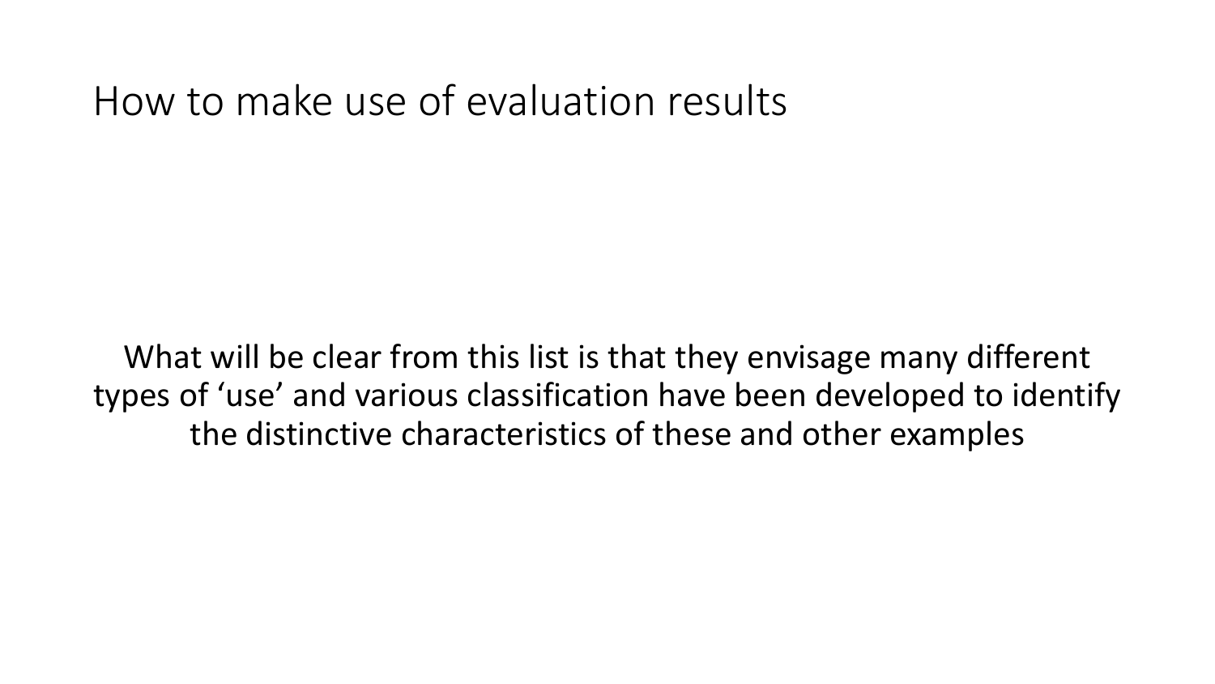# How to make use of evaluation results

What will be clear from this list is that they envisage many different types of ‘use’ and various classification have been developed to identify the distinctive characteristics of these and other examples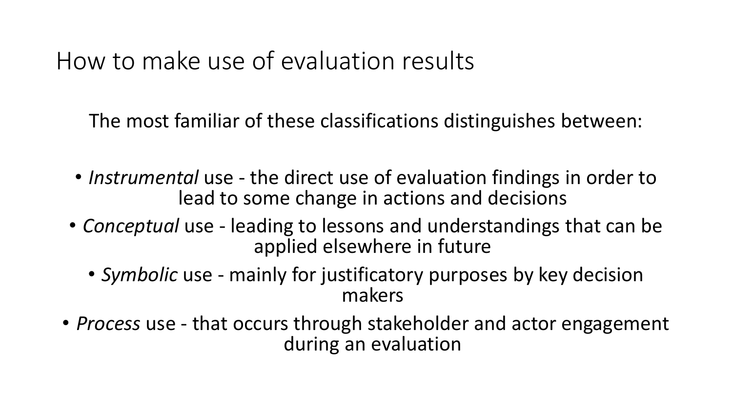# How to make use of evaluation results

The most familiar of these classifications distinguishes between:

- *Instrumental* use - the direct use of evaluation findings in order to lead to some change in actions and decisions
- *Conceptual* use - leading to lessons and understandings that can be applied elsewhere in future
- *Symbolic* use - mainly for justificatory purposes by key decision makers
- *Process* use - that occurs through stakeholder and actor engagement during an evaluation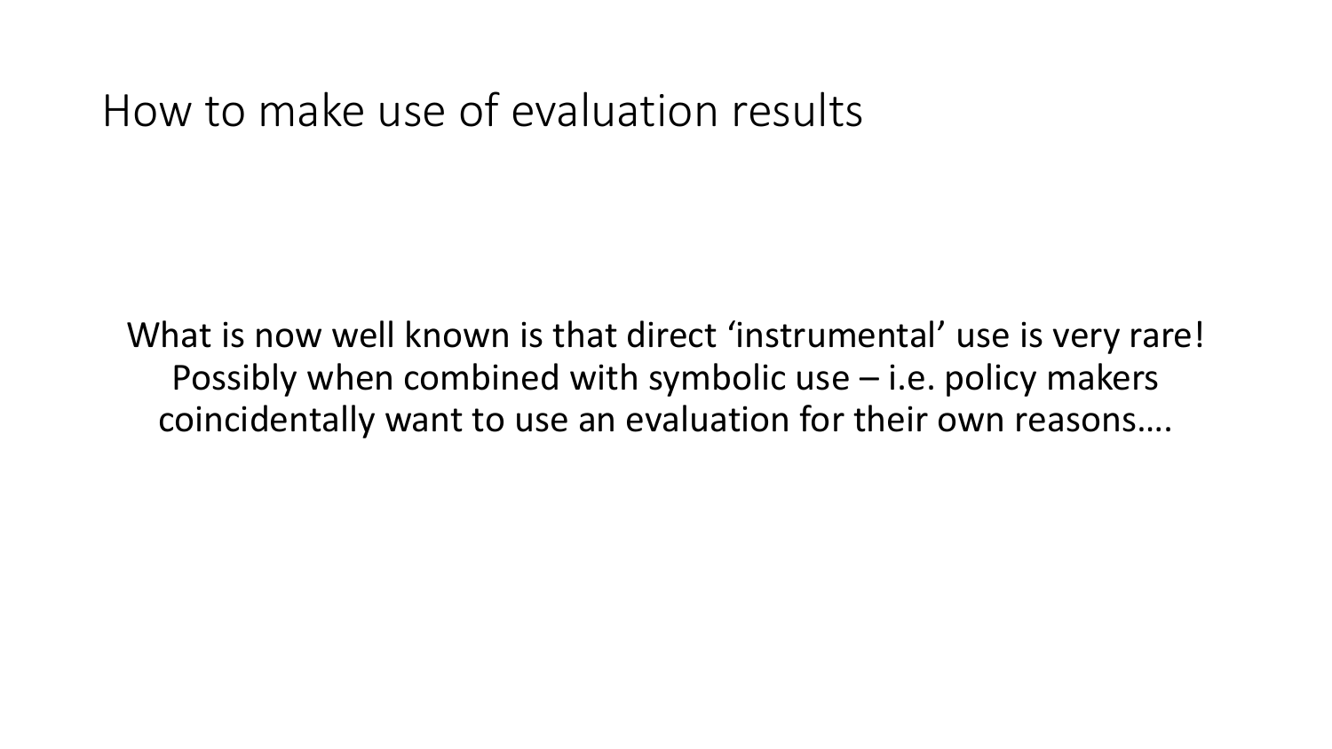# How to make use of evaluation results

What is now well known is that direct 'instrumental' use is very rare! Possibly when combined with symbolic use – i.e. policy makers coincidentally want to use an evaluation for their own reasons….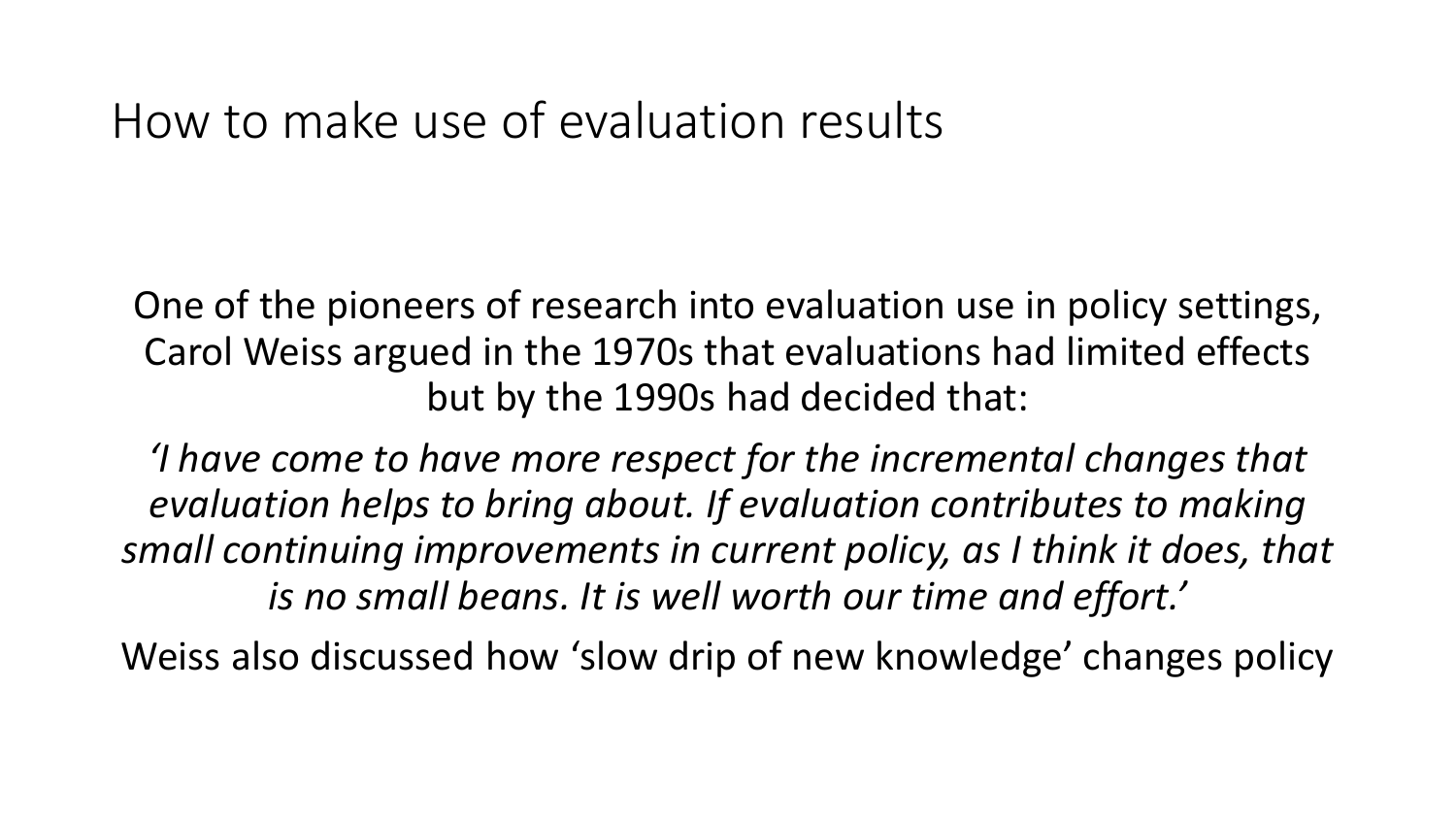# How to make use of evaluation results

One of the pioneers of research into evaluation use in policy settings, Carol Weiss argued in the 1970s that evaluations had limited effects but by the 1990s had decided that:

*'I have come to have more respect for the incremental changes that evaluation helps to bring about. If evaluation contributes to making small continuing improvements in current policy, as I think it does, that is no small beans. It is well worth our time and effort.'*

Weiss also discussed how 'slow drip of new knowledge' changes policy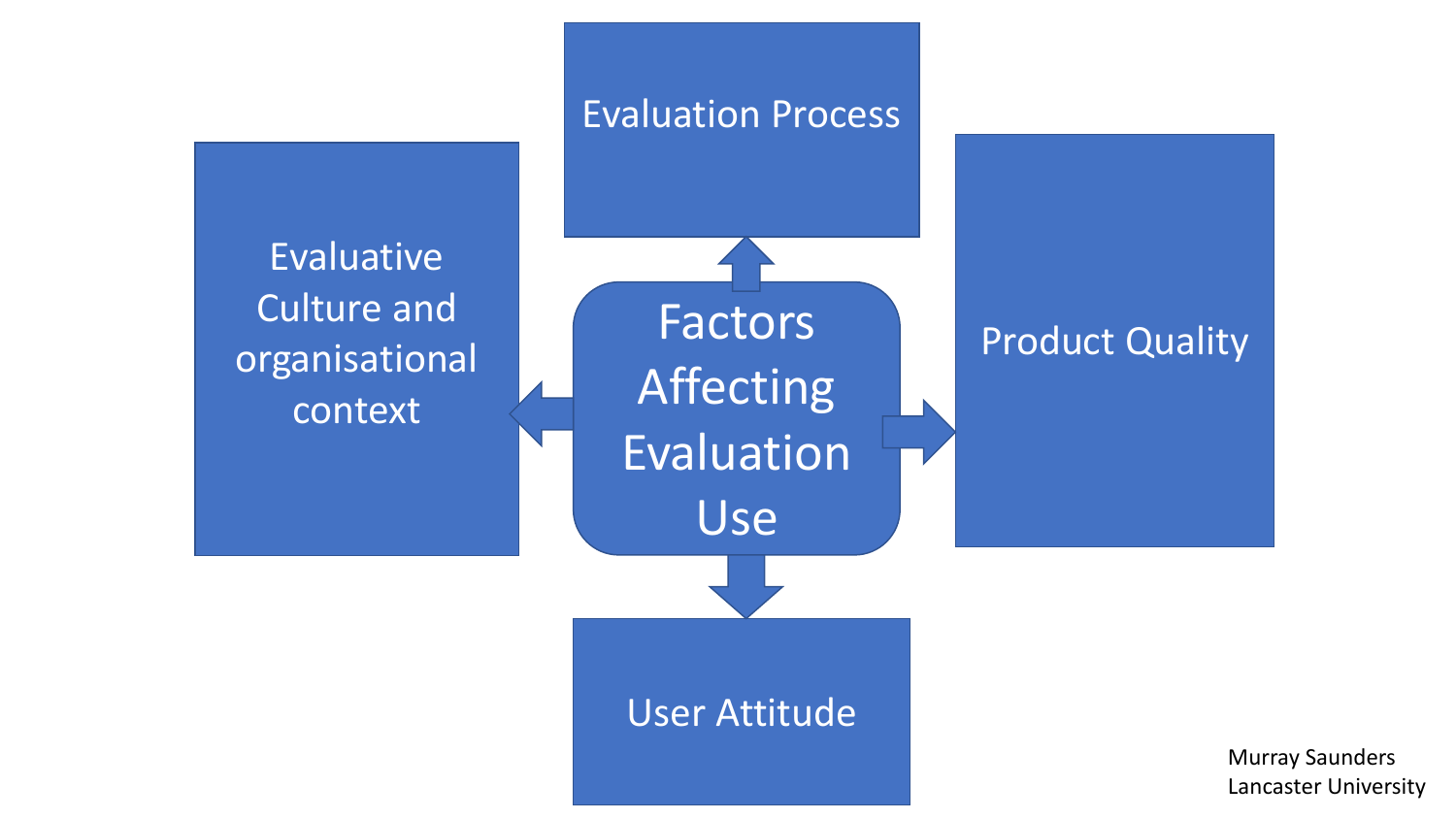# Factors Affecting Evaluation Use

- Evaluation Process
- Product Quality
- User Attitude
- Evaluative Culture and organisational context

Murray Saunders
Lancaster University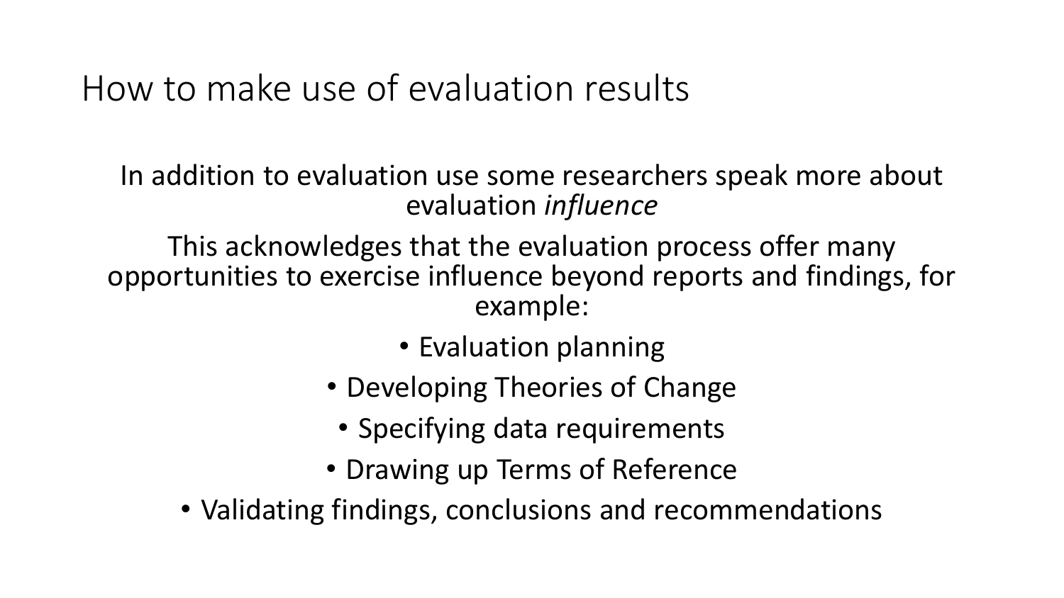# How to make use of evaluation results

In addition to evaluation use some researchers speak more about evaluation *influence*

This acknowledges that the evaluation process offer many opportunities to exercise influence beyond reports and findings, for example:

- Evaluation planning
- Developing Theories of Change
- Specifying data requirements
- Drawing up Terms of Reference
- Validating findings, conclusions and recommendations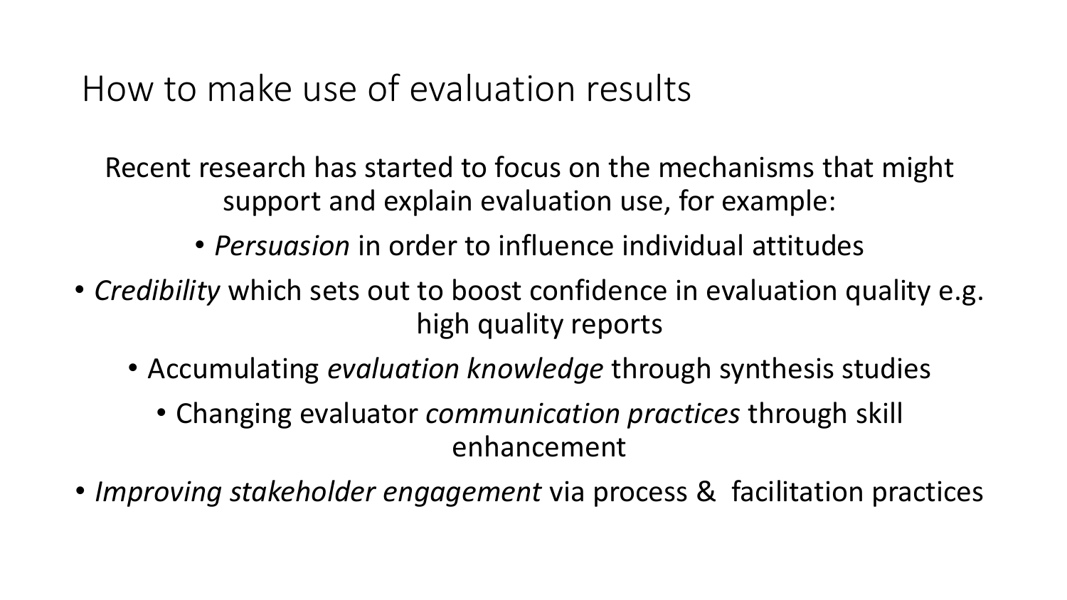# How to make use of evaluation results

Recent research has started to focus on the mechanisms that might support and explain evaluation use, for example:

- *Persuasion* in order to influence individual attitudes
- *Credibility* which sets out to boost confidence in evaluation quality e.g. high quality reports
- Accumulating *evaluation knowledge* through synthesis studies
- Changing evaluator *communication practices* through skill enhancement
- *Improving stakeholder engagement* via process & facilitation practices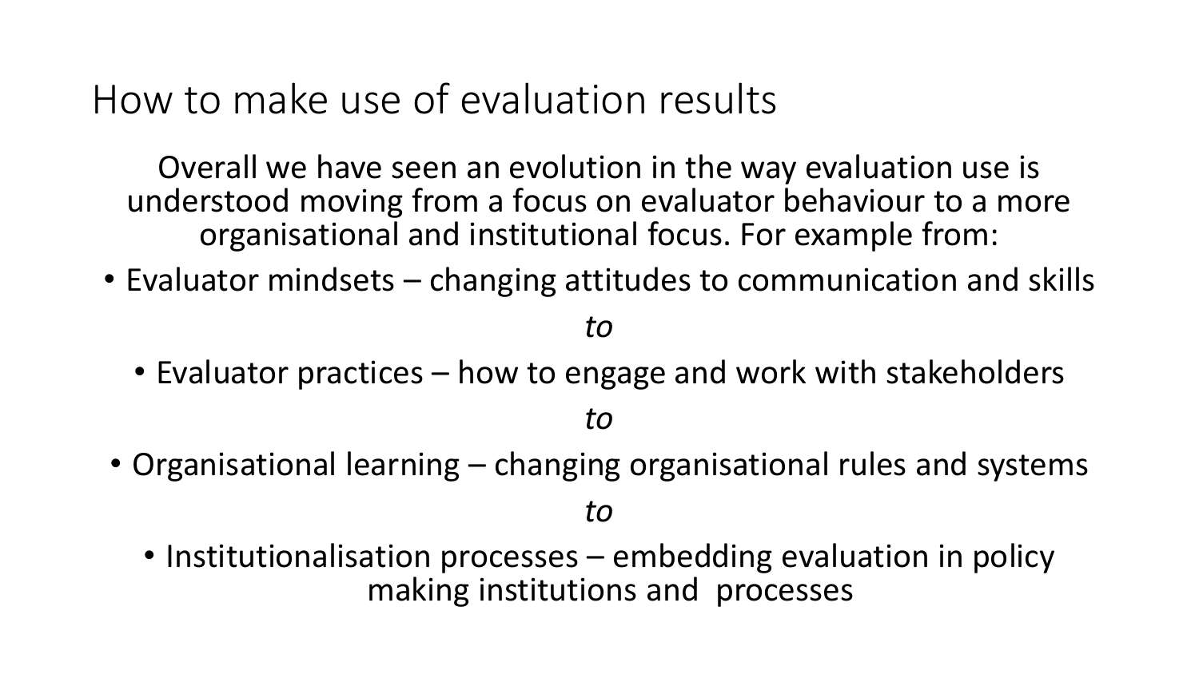# How to make use of evaluation results

Overall we have seen an evolution in the way evaluation use is understood moving from a focus on evaluator behaviour to a more organisational and institutional focus. For example from:

- Evaluator mindsets – changing attitudes to communication and skills

*to*

- Evaluator practices – how to engage and work with stakeholders

*to*

- Organisational learning – changing organisational rules and systems

*to*

- Institutionalisation processes – embedding evaluation in policy making institutions and processes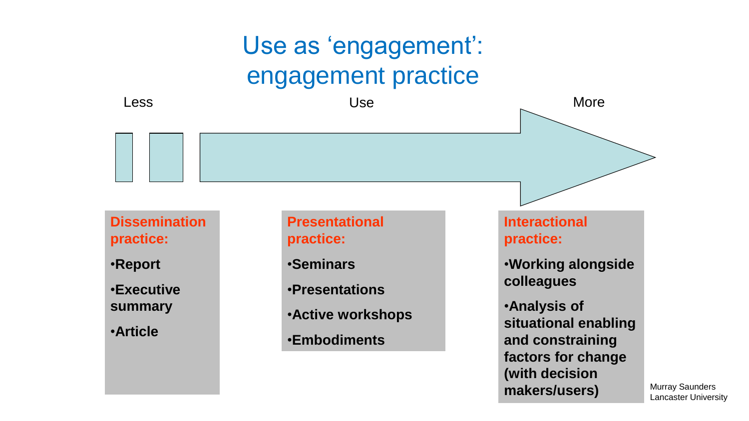# Use as 'engagement': engagement practice

Less — Use — More

**Dissemination practice:**

- **Report**
- **Executive summary**
- **Article**

**Presentational practice:**

- **Seminars**
- **Presentations**
- **Active workshops**
- **Embodiments**

**Interactional practice:**

- **Working alongside colleagues**
- **Analysis of situational enabling and constraining factors for change (with decision makers/users)**

Murray Saunders
Lancaster University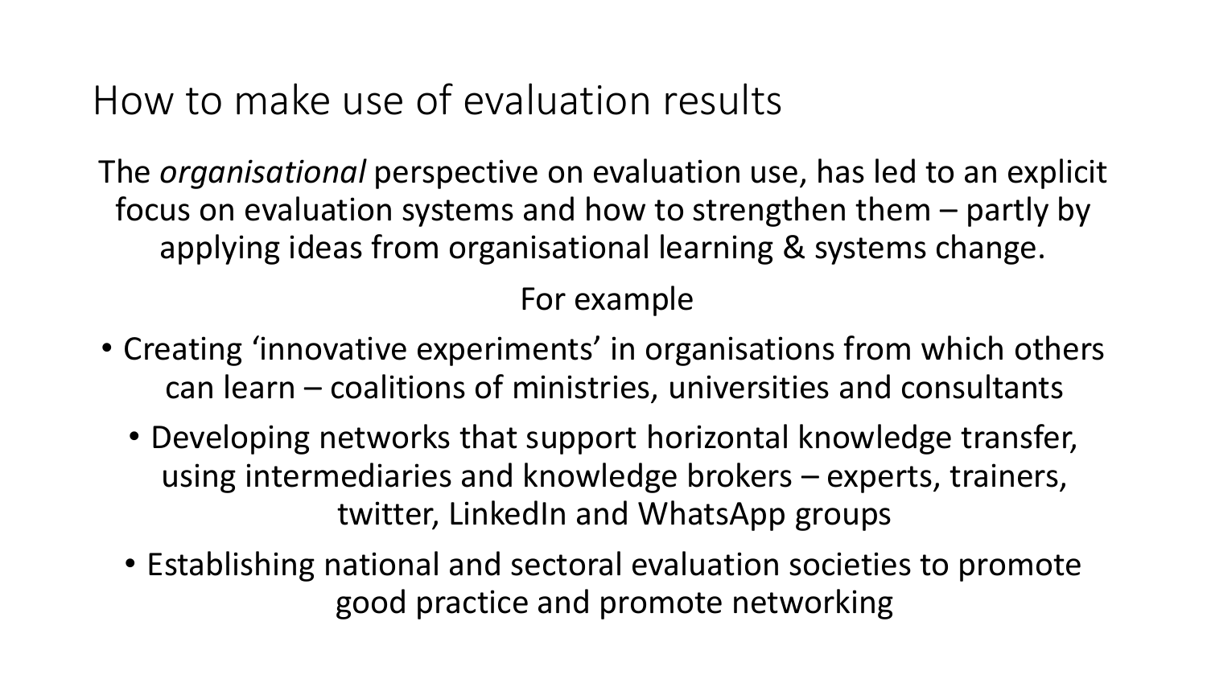# How to make use of evaluation results

The *organisational* perspective on evaluation use, has led to an explicit focus on evaluation systems and how to strengthen them – partly by applying ideas from organisational learning & systems change.

For example

- Creating 'innovative experiments' in organisations from which others can learn – coalitions of ministries, universities and consultants
- Developing networks that support horizontal knowledge transfer, using intermediaries and knowledge brokers – experts, trainers, twitter, LinkedIn and WhatsApp groups
- Establishing national and sectoral evaluation societies to promote good practice and promote networking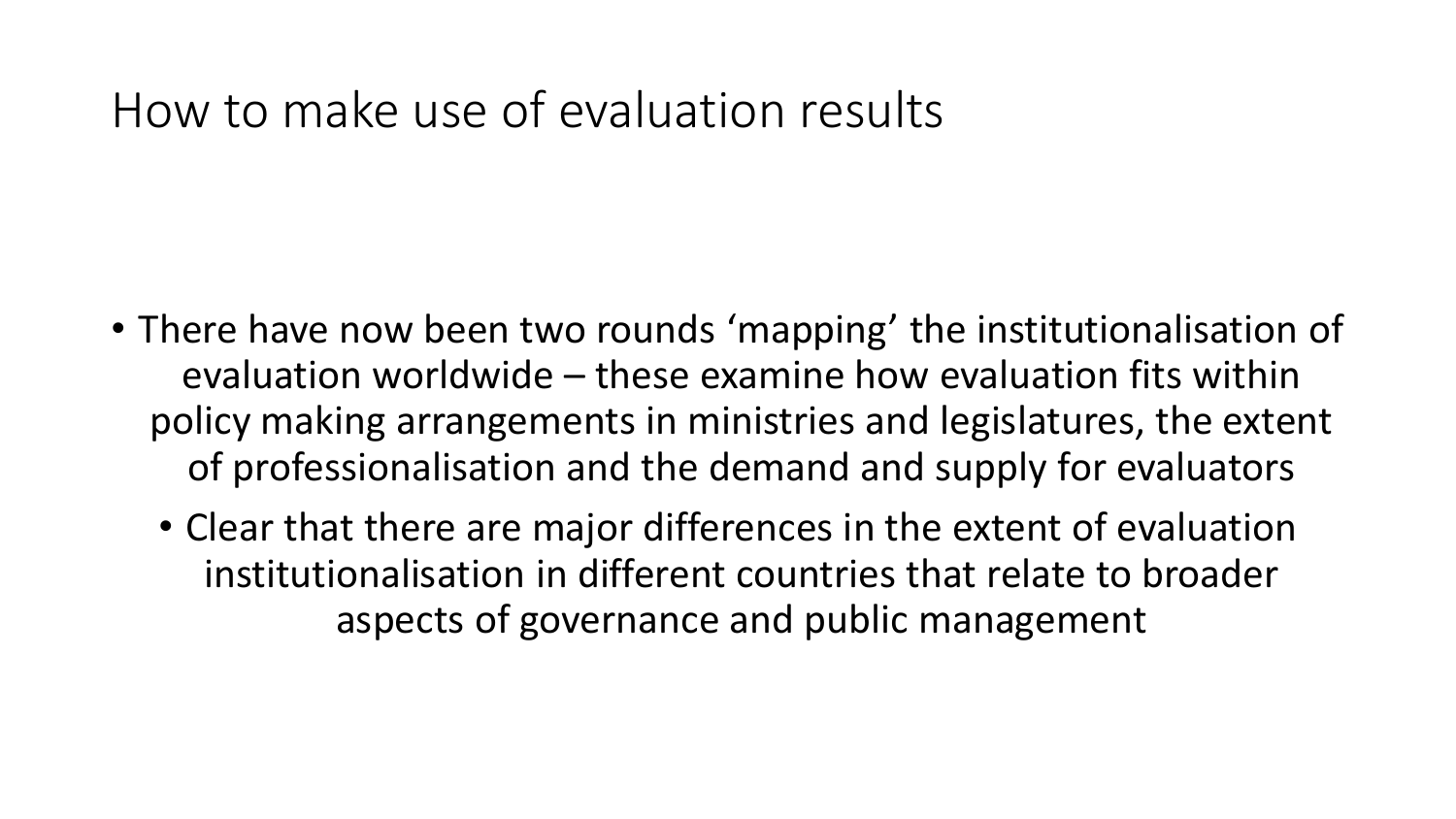# How to make use of evaluation results

- There have now been two rounds 'mapping' the institutionalisation of evaluation worldwide – these examine how evaluation fits within policy making arrangements in ministries and legislatures, the extent of professionalisation and the demand and supply for evaluators
  - Clear that there are major differences in the extent of evaluation institutionalisation in different countries that relate to broader aspects of governance and public management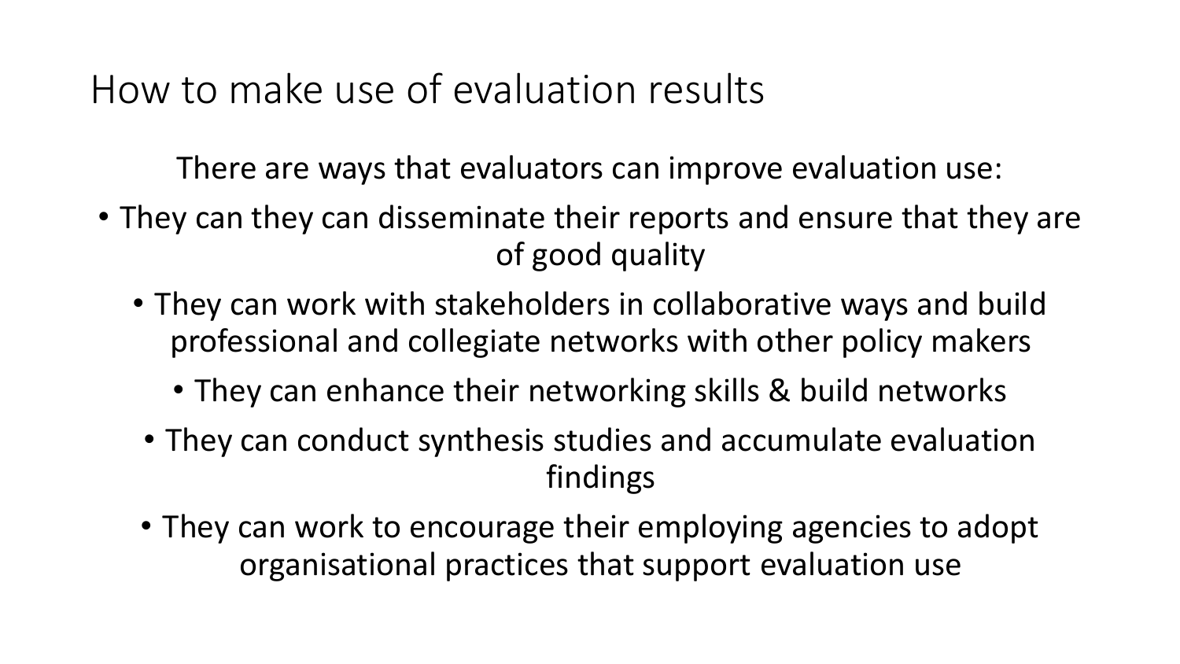# How to make use of evaluation results

There are ways that evaluators can improve evaluation use:

- They can they can disseminate their reports and ensure that they are of good quality
- They can work with stakeholders in collaborative ways and build professional and collegiate networks with other policy makers
- They can enhance their networking skills & build networks
- They can conduct synthesis studies and accumulate evaluation findings
- They can work to encourage their employing agencies to adopt organisational practices that support evaluation use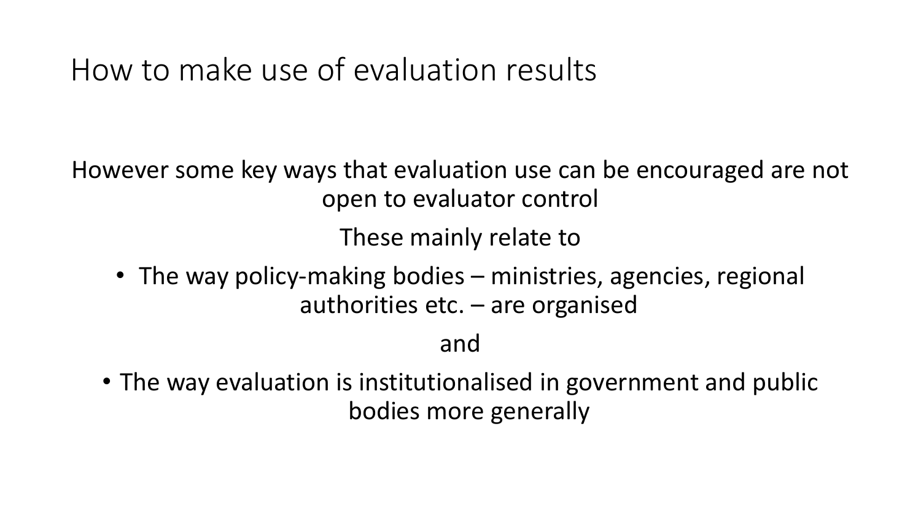# How to make use of evaluation results

However some key ways that evaluation use can be encouraged are not open to evaluator control

These mainly relate to

- The way policy-making bodies – ministries, agencies, regional authorities etc. – are organised

and

- The way evaluation is institutionalised in government and public bodies more generally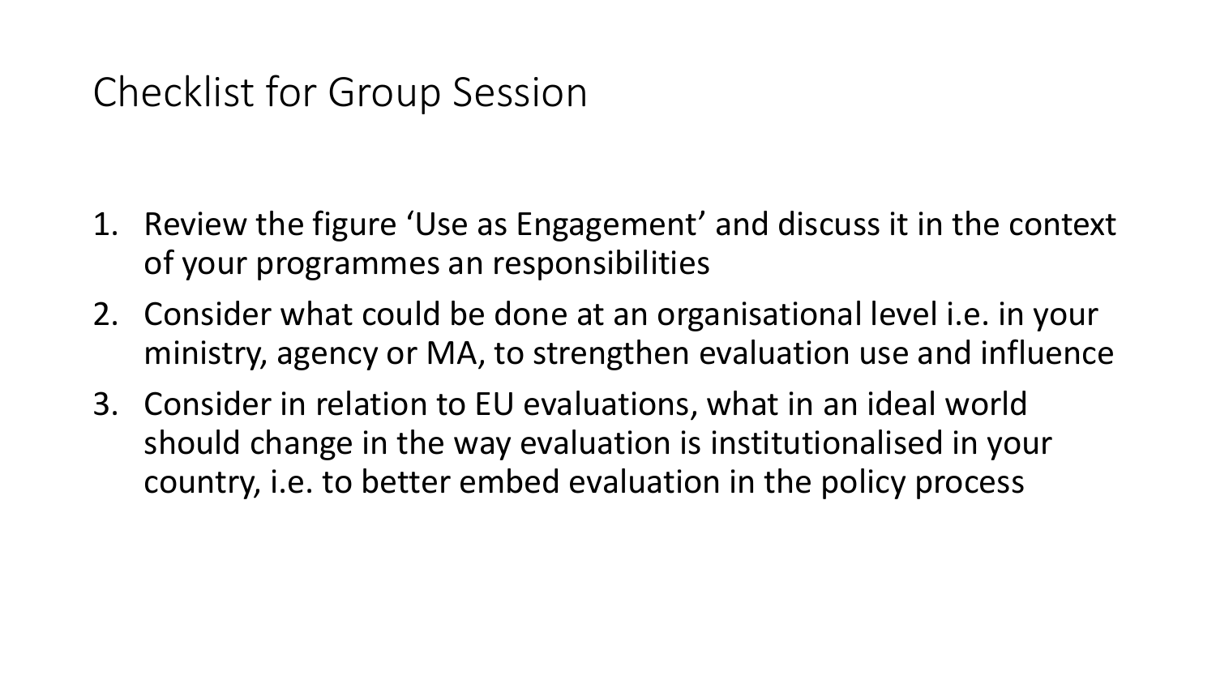# Checklist for Group Session

1. Review the figure 'Use as Engagement' and discuss it in the context of your programmes an responsibilities
2. Consider what could be done at an organisational level i.e. in your ministry, agency or MA, to strengthen evaluation use and influence
3. Consider in relation to EU evaluations, what in an ideal world should change in the way evaluation is institutionalised in your country, i.e. to better embed evaluation in the policy process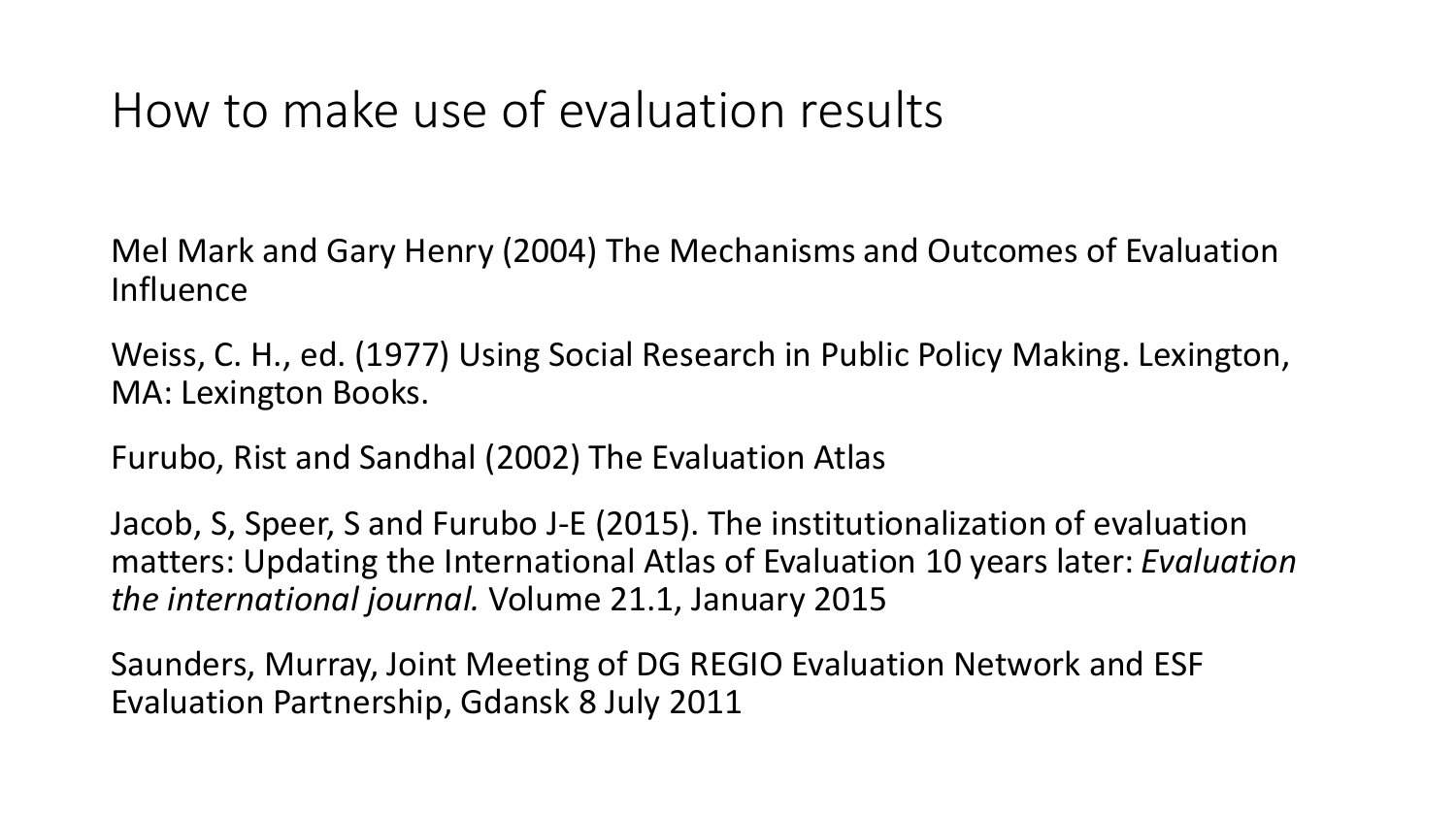# How to make use of evaluation results

Mel Mark and Gary Henry (2004) The Mechanisms and Outcomes of Evaluation Influence

Weiss, C. H., ed. (1977) Using Social Research in Public Policy Making. Lexington, MA: Lexington Books.

Furubo, Rist and Sandhal (2002) The Evaluation Atlas

Jacob, S, Speer, S and Furubo J-E (2015). The institutionalization of evaluation matters: Updating the International Atlas of Evaluation 10 years later: *Evaluation the international journal.* Volume 21.1, January 2015

Saunders, Murray, Joint Meeting of DG REGIO Evaluation Network and ESF Evaluation Partnership, Gdansk 8 July 2011